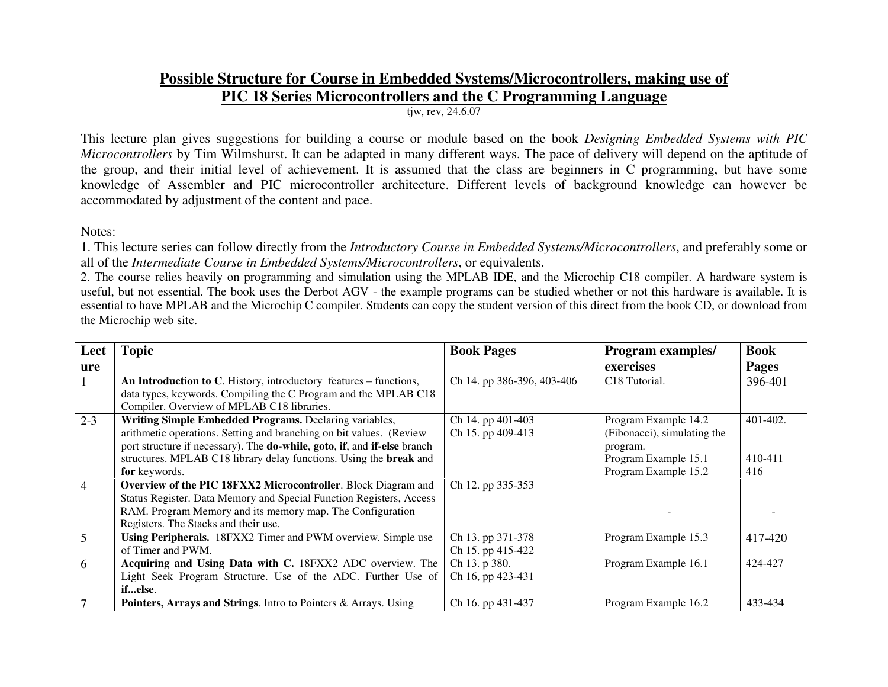# Possible Structure for Course in Embedded Systems/Microcontrollers, making use of PIC 18 Series Microcontrollers and the C Programming Language

tjw, rev, 24.6.07

This lecture plan gives suggestions for building a course or module based on the book *Designing Embedded Systems with PIC Microcontrollers* by Tim Wilmshurst. It can be adapted in many different ways. The pace of delivery will depend on the aptitude of the group, and their initial level of achievement. It is assumed that the class are beginners in C programming, but have some knowledge of Assembler and PIC microcontroller architecture. Different levels of background knowledge can however be accommodated by adjustment of the content and pace.

Notes:

1. This lecture series can follow directly from the *Introductory Course in Embedded Systems/Microcontrollers*, and preferably some or all of the *Intermediate Course in Embedded Systems/Microcontrollers*, or equivalents.
2. The course relies heavily on programming and simulation using the MPLAB IDE, and the Microchip C18 compiler. A hardware system is useful, but not essential. The book uses the Derbot AGV - the example programs can be studied whether or not this hardware is available. It is essential to have MPLAB and the Microchip C compiler. Students can copy the student version of this direct from the book CD, or download from the Microchip web site.

| Lecture | Topic | Book Pages | Program examples/ exercises | Book Pages |
|---|---|---|---|---|
| 1 | **An Introduction to C**. History, introductory features – functions, data types, keywords. Compiling the C Program and the MPLAB C18 Compiler. Overview of MPLAB C18 libraries. | Ch 14. pp 386-396, 403-406 | C18 Tutorial. | 396-401 |
| 2-3 | **Writing Simple Embedded Programs.** Declaring variables, arithmetic operations. Setting and branching on bit values. (Review port structure if necessary). The **do-while**, **goto**, **if**, and **if-else** branch structures. MPLAB C18 library delay functions. Using the **break** and **for** keywords. | Ch 14. pp 401-403<br>Ch 15. pp 409-413 | Program Example 14.2 (Fibonacci), simulating the program.<br>Program Example 15.1<br>Program Example 15.2 | 401-402.<br><br>410-411<br>416 |
| 4 | **Overview of the PIC 18FXX2 Microcontroller**. Block Diagram and Status Register. Data Memory and Special Function Registers, Access RAM. Program Memory and its memory map. The Configuration Registers. The Stacks and their use. | Ch 12. pp 335-353 | - | - |
| 5 | **Using Peripherals.** 18FXX2 Timer and PWM overview. Simple use of Timer and PWM. | Ch 13. pp 371-378<br>Ch 15. pp 415-422 | Program Example 15.3 | 417-420 |
| 6 | **Acquiring and Using Data with C.** 18FXX2 ADC overview. The Light Seek Program Structure. Use of the ADC. Further Use of **if...else**. | Ch 13. p 380.<br>Ch 16, pp 423-431 | Program Example 16.1 | 424-427 |
| 7 | **Pointers, Arrays and Strings**. Intro to Pointers & Arrays. Using | Ch 16. pp 431-437 | Program Example 16.2 | 433-434 |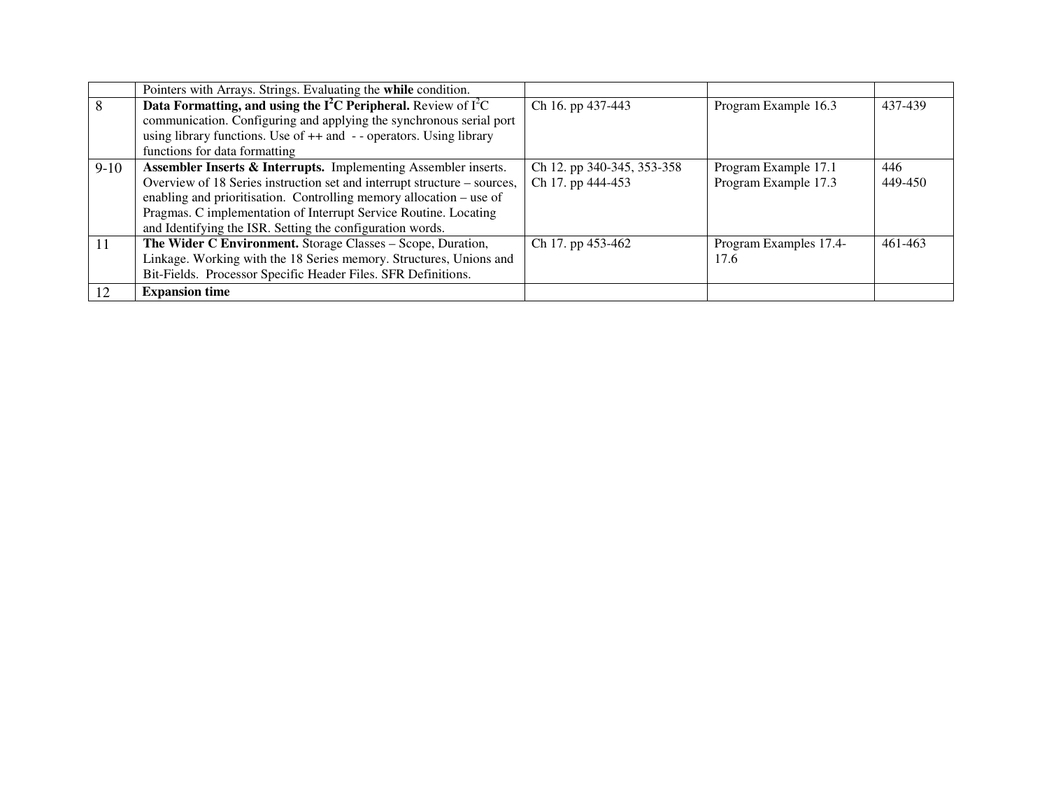| | | | | |
|---|---|---|---|---|
| | Pointers with Arrays. Strings. Evaluating the **while** condition. | | | |
| 8 | **Data Formatting, and using the $I^2C$ Peripheral.** Review of $I^2C$ communication. Configuring and applying the synchronous serial port using library functions. Use of ++ and - - operators. Using library functions for data formatting | Ch 16. pp 437-443 | Program Example 16.3 | 437-439 |
| 9-10 | **Assembler Inserts & Interrupts.** Implementing Assembler inserts. Overview of 18 Series instruction set and interrupt structure – sources, enabling and prioritisation. Controlling memory allocation – use of Pragmas. C implementation of Interrupt Service Routine. Locating and Identifying the ISR. Setting the configuration words. | Ch 12. pp 340-345, 353-358<br>Ch 17. pp 444-453 | Program Example 17.1<br>Program Example 17.3 | 446<br>449-450 |
| 11 | **The Wider C Environment.** Storage Classes – Scope, Duration, Linkage. Working with the 18 Series memory. Structures, Unions and Bit-Fields. Processor Specific Header Files. SFR Definitions. | Ch 17. pp 453-462 | Program Examples 17.4-17.6 | 461-463 |
| 12 | **Expansion time** | | | |